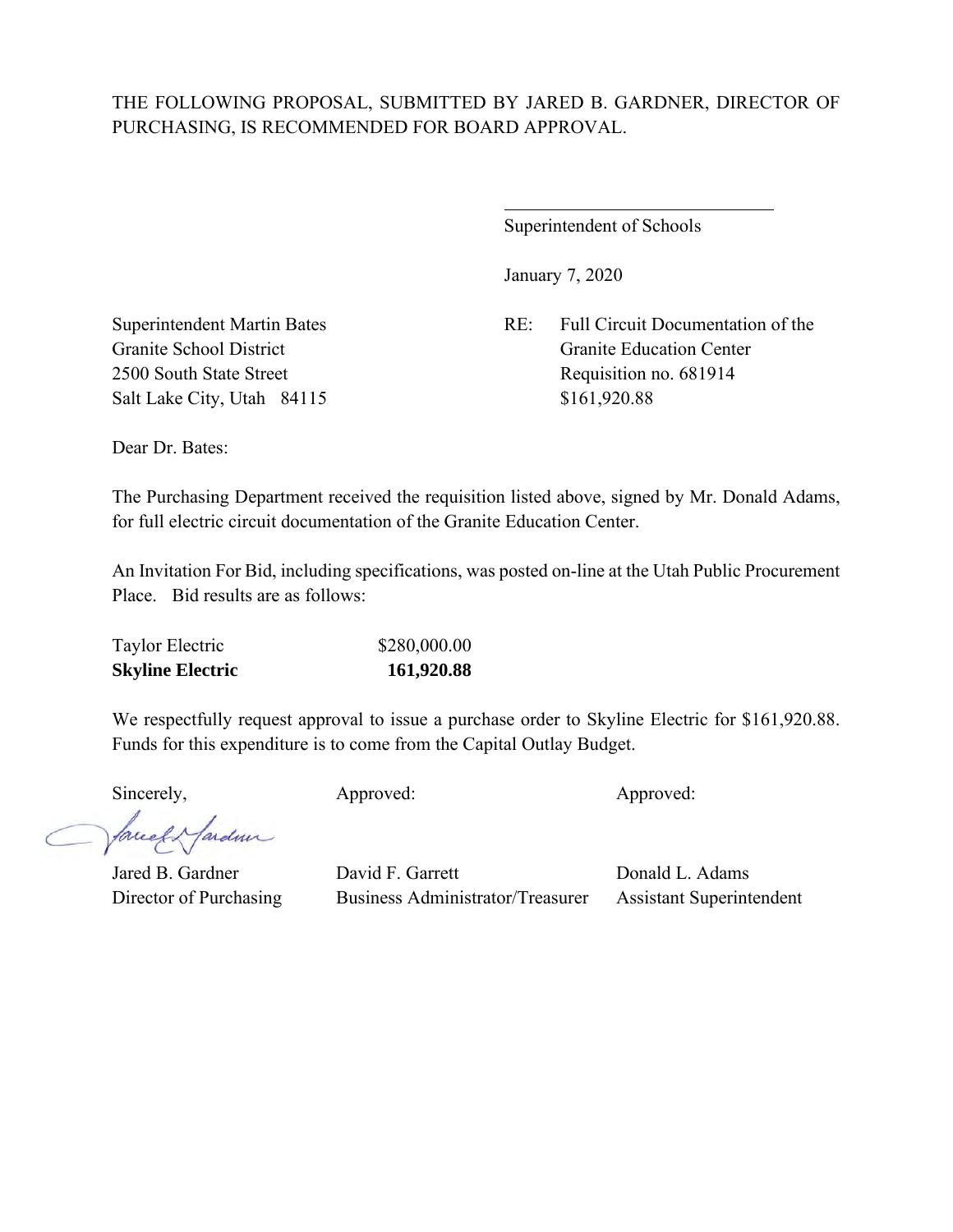THE FOLLOWING PROPOSAL, SUBMITTED BY JARED B. GARDNER, DIRECTOR OF PURCHASING, IS RECOMMENDED FOR BOARD APPROVAL.

\_\_\_\_\_\_\_\_\_\_\_\_\_\_\_\_\_\_\_\_\_\_\_\_\_\_\_\_\_\_

Superintendent of Schools

January 7, 2020

Superintendent Martin Bates
Granite School District
2500 South State Street
Salt Lake City, Utah 84115

RE: Full Circuit Documentation of the Granite Education Center
Requisition no. 681914
$161,920.88

Dear Dr. Bates:

The Purchasing Department received the requisition listed above, signed by Mr. Donald Adams, for full electric circuit documentation of the Granite Education Center.

An Invitation For Bid, including specifications, was posted on-line at the Utah Public Procurement Place. Bid results are as follows:

| | |
|---|---|
| Taylor Electric | $280,000.00 |
| **Skyline Electric** | **161,920.88** |

We respectfully request approval to issue a purchase order to Skyline Electric for $161,920.88. Funds for this expenditure is to come from the Capital Outlay Budget.

| Sincerely, | Approved: | Approved: |
|---|---|---|
| Jared B. Gardner | David F. Garrett | Donald L. Adams |
| Director of Purchasing | Business Administrator/Treasurer | Assistant Superintendent |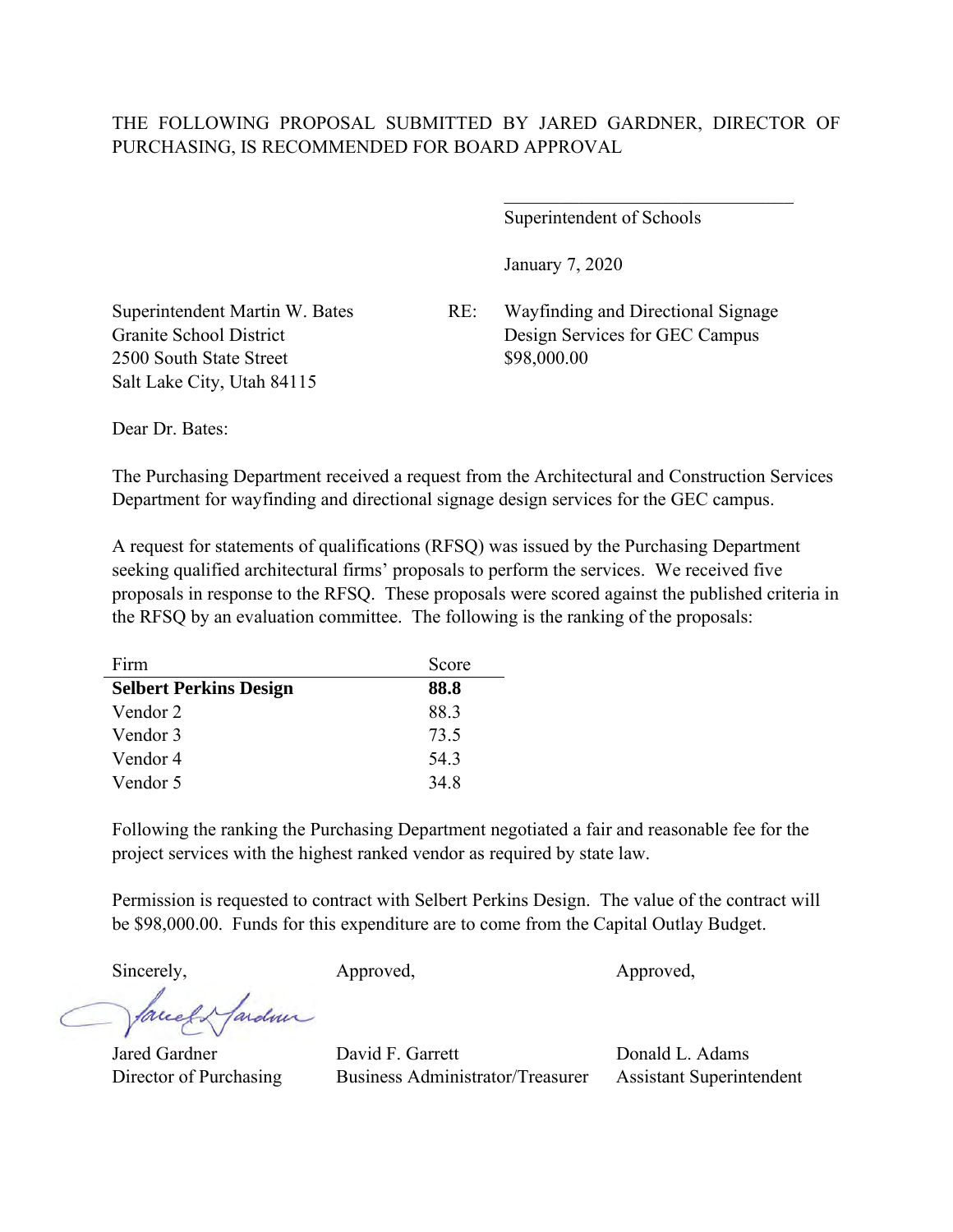THE FOLLOWING PROPOSAL SUBMITTED BY JARED GARDNER, DIRECTOR OF PURCHASING, IS RECOMMENDED FOR BOARD APPROVAL

\_\_\_\_\_\_\_\_\_\_\_\_\_\_\_\_\_\_\_\_\_\_\_\_\_\_\_\_\_\_\_\_
Superintendent of Schools

January 7, 2020

Superintendent Martin W. Bates
Granite School District
2500 South State Street
Salt Lake City, Utah 84115

RE: Wayfinding and Directional Signage Design Services for GEC Campus
$98,000.00

Dear Dr. Bates:

The Purchasing Department received a request from the Architectural and Construction Services Department for wayfinding and directional signage design services for the GEC campus.

A request for statements of qualifications (RFSQ) was issued by the Purchasing Department seeking qualified architectural firms' proposals to perform the services. We received five proposals in response to the RFSQ. These proposals were scored against the published criteria in the RFSQ by an evaluation committee. The following is the ranking of the proposals:

| Firm | Score |
| --- | --- |
| **Selbert Perkins Design** | **88.8** |
| Vendor 2 | 88.3 |
| Vendor 3 | 73.5 |
| Vendor 4 | 54.3 |
| Vendor 5 | 34.8 |

Following the ranking the Purchasing Department negotiated a fair and reasonable fee for the project services with the highest ranked vendor as required by state law.

Permission is requested to contract with Selbert Perkins Design. The value of the contract will be $98,000.00. Funds for this expenditure are to come from the Capital Outlay Budget.

Sincerely,
Jared Gardner
Director of Purchasing

Approved,
David F. Garrett
Business Administrator/Treasurer

Approved,
Donald L. Adams
Assistant Superintendent